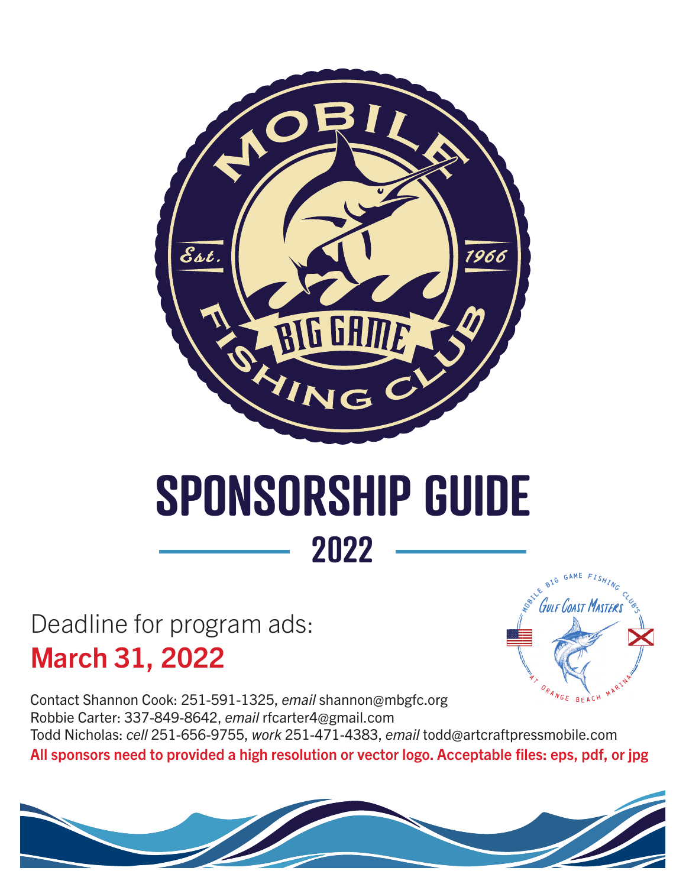# SPONSORSHIP GUIDE

## 2022

Deadline for program ads:

**March 31, 2022**

Contact Shannon Cook: 251-591-1325, *email* shannon@mbgfc.org

Robbie Carter: 337-849-8642, *email* rfcarter4@gmail.com

Todd Nicholas: *cell* 251-656-9755, *work* 251-471-4383, *email* todd@artcraftpressmobile.com

**All sponsors need to provided a high resolution or vector logo. Acceptable files: eps, pdf, or jpg**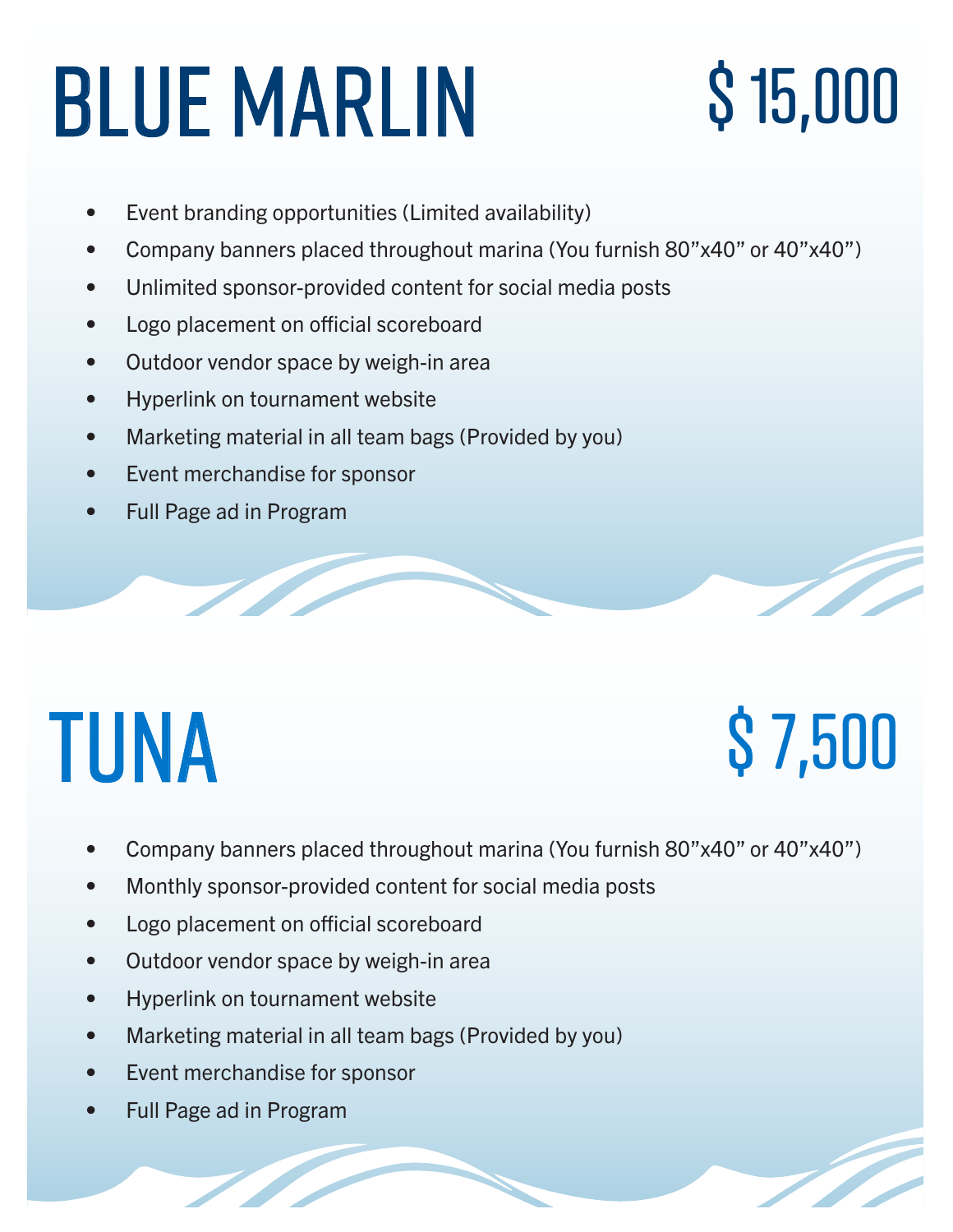# BLUE MARLIN $ 15,000

- Event branding opportunities (Limited availability)
- Company banners placed throughout marina (You furnish 80”x40” or 40”x40”)
- Unlimited sponsor-provided content for social media posts
- Logo placement on official scoreboard
- Outdoor vendor space by weigh-in area
- Hyperlink on tournament website
- Marketing material in all team bags (Provided by you)
- Event merchandise for sponsor
- Full Page ad in Program

# TUNA $ 7,500

- Company banners placed throughout marina (You furnish 80”x40” or 40”x40”)
- Monthly sponsor-provided content for social media posts
- Logo placement on official scoreboard
- Outdoor vendor space by weigh-in area
- Hyperlink on tournament website
- Marketing material in all team bags (Provided by you)
- Event merchandise for sponsor
- Full Page ad in Program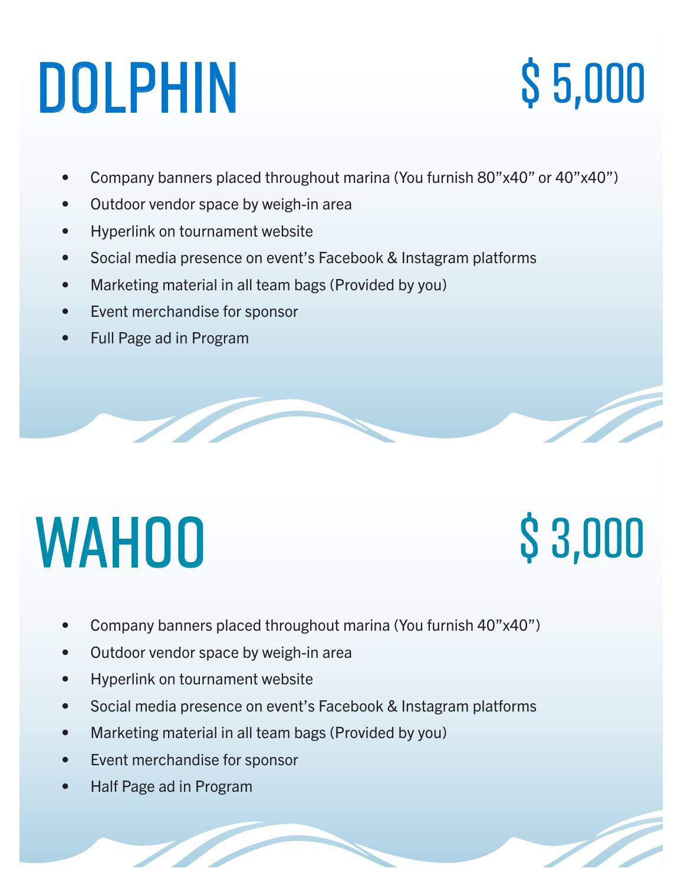# DOLPHIN $5,000

- Company banners placed throughout marina (You furnish 80”x40” or 40”x40”)
- Outdoor vendor space by weigh-in area
- Hyperlink on tournament website
- Social media presence on event’s Facebook & Instagram platforms
- Marketing material in all team bags (Provided by you)
- Event merchandise for sponsor
- Full Page ad in Program

# WAHOO $3,000

- Company banners placed throughout marina (You furnish 40”x40”)
- Outdoor vendor space by weigh-in area
- Hyperlink on tournament website
- Social media presence on event’s Facebook & Instagram platforms
- Marketing material in all team bags (Provided by you)
- Event merchandise for sponsor
- Half Page ad in Program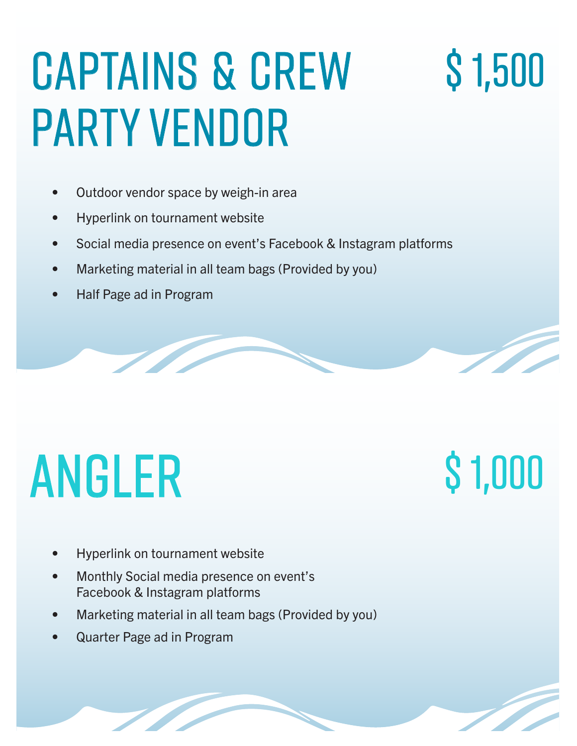# CAPTAINS & CREW PARTY VENDOR

## $ 1,500

- Outdoor vendor space by weigh-in area
- Hyperlink on tournament website
- Social media presence on event's Facebook & Instagram platforms
- Marketing material in all team bags (Provided by you)
- Half Page ad in Program

# ANGLER

## $ 1,000

- Hyperlink on tournament website
- Monthly Social media presence on event's Facebook & Instagram platforms
- Marketing material in all team bags (Provided by you)
- Quarter Page ad in Program